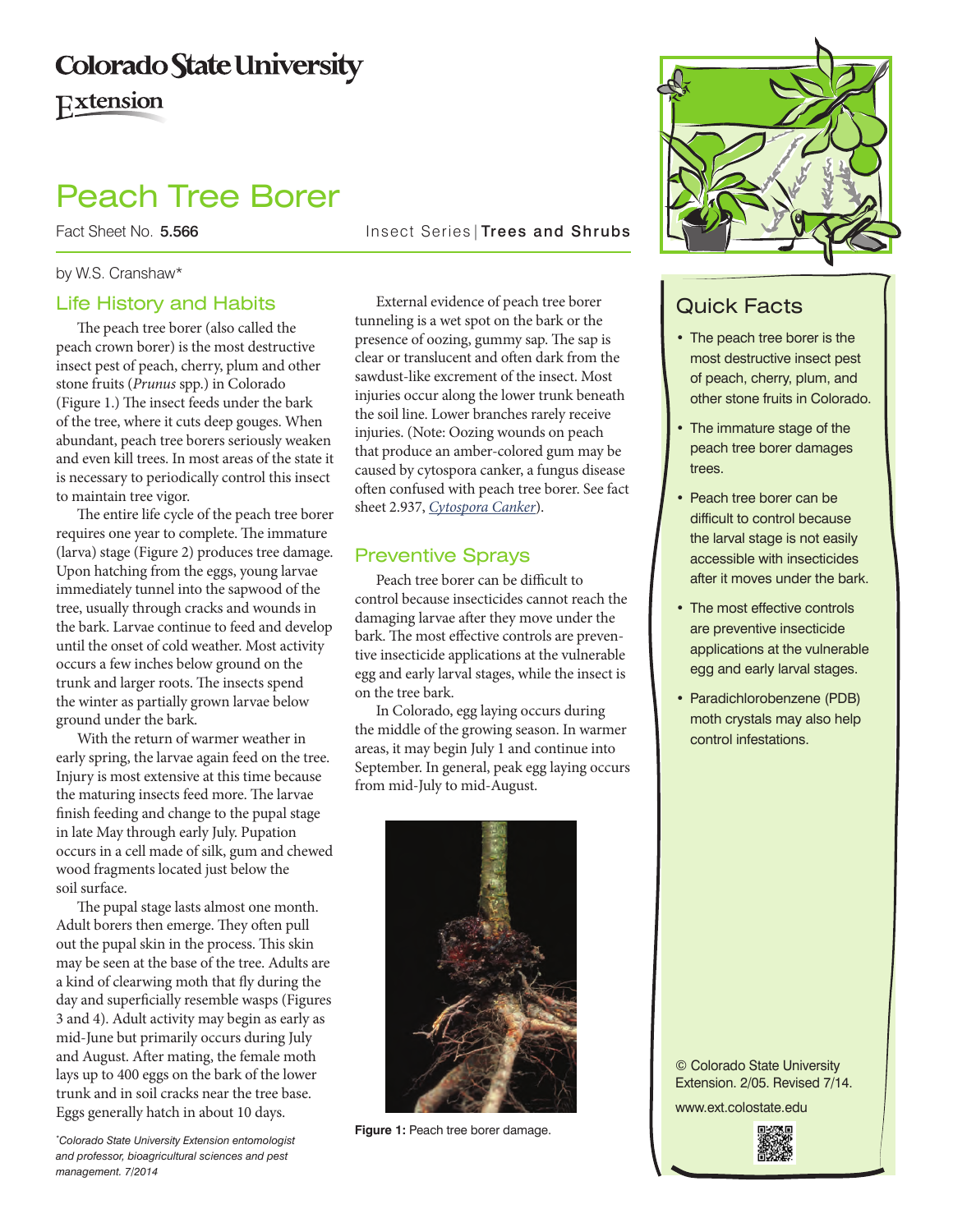Colorado State University

Extension

# Peach Tree Borer

Fact Sheet No. **5.566** Insect Series | **Trees and Shrubs**

by W.S. Cranshaw*

## Life History and Habits

The peach tree borer (also called the peach crown borer) is the most destructive insect pest of peach, cherry, plum and other stone fruits (*Prunus* spp.) in Colorado (Figure 1.) The insect feeds under the bark of the tree, where it cuts deep gouges. When abundant, peach tree borers seriously weaken and even kill trees. In most areas of the state it is necessary to periodically control this insect to maintain tree vigor.

The entire life cycle of the peach tree borer requires one year to complete. The immature (larva) stage (Figure 2) produces tree damage. Upon hatching from the eggs, young larvae immediately tunnel into the sapwood of the tree, usually through cracks and wounds in the bark. Larvae continue to feed and develop until the onset of cold weather. Most activity occurs a few inches below ground on the trunk and larger roots. The insects spend the winter as partially grown larvae below ground under the bark.

With the return of warmer weather in early spring, the larvae again feed on the tree. Injury is most extensive at this time because the maturing insects feed more. The larvae finish feeding and change to the pupal stage in late May through early July. Pupation occurs in a cell made of silk, gum and chewed wood fragments located just below the soil surface.

The pupal stage lasts almost one month. Adult borers then emerge. They often pull out the pupal skin in the process. This skin may be seen at the base of the tree. Adults are a kind of clearwing moth that fly during the day and superficially resemble wasps (Figures 3 and 4). Adult activity may begin as early as mid-June but primarily occurs during July and August. After mating, the female moth lays up to 400 eggs on the bark of the lower trunk and in soil cracks near the tree base. Eggs generally hatch in about 10 days.

External evidence of peach tree borer tunneling is a wet spot on the bark or the presence of oozing, gummy sap. The sap is clear or translucent and often dark from the sawdust-like excrement of the insect. Most injuries occur along the lower trunk beneath the soil line. Lower branches rarely receive injuries. (Note: Oozing wounds on peach that produce an amber-colored gum may be caused by cytospora canker, a fungus disease often confused with peach tree borer. See fact sheet 2.937, *Cytospora Canker*).

## Preventive Sprays

Peach tree borer can be difficult to control because insecticides cannot reach the damaging larvae after they move under the bark. The most effective controls are preventive insecticide applications at the vulnerable egg and early larval stages, while the insect is on the tree bark.

In Colorado, egg laying occurs during the middle of the growing season. In warmer areas, it may begin July 1 and continue into September. In general, peak egg laying occurs from mid-July to mid-August.

**Figure 1:** Peach tree borer damage.

## Quick Facts

- The peach tree borer is the most destructive insect pest of peach, cherry, plum, and other stone fruits in Colorado.
- The immature stage of the peach tree borer damages trees.
- Peach tree borer can be difficult to control because the larval stage is not easily accessible with insecticides after it moves under the bark.
- The most effective controls are preventive insecticide applications at the vulnerable egg and early larval stages.
- Paradichlorobenzene (PDB) moth crystals may also help control infestations.

© Colorado State University Extension. 2/05. Revised 7/14.

www.ext.colostate.edu

*Colorado State University Extension entomologist and professor, bioagricultural sciences and pest management. 7/2014*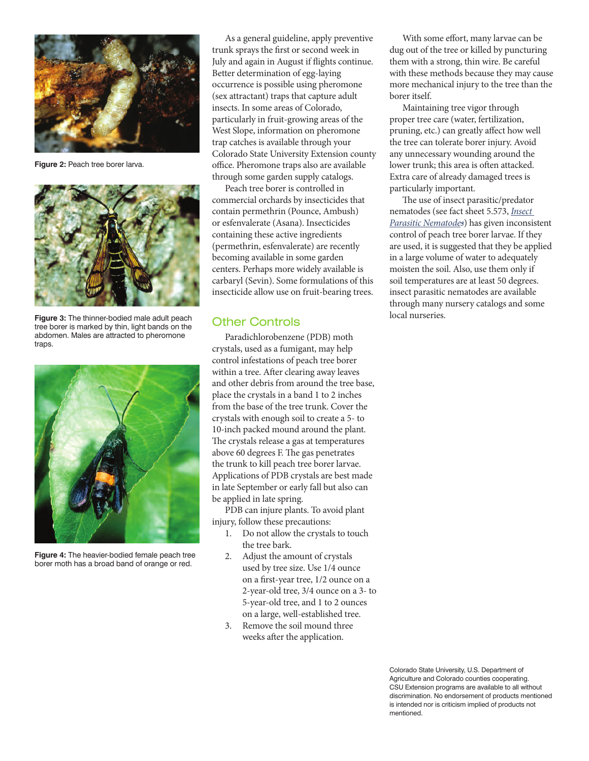Figure 2: Peach tree borer larva.

Figure 3: The thinner-bodied male adult peach tree borer is marked by thin, light bands on the abdomen. Males are attracted to pheromone traps.

Figure 4: The heavier-bodied female peach tree borer moth has a broad band of orange or red.

As a general guideline, apply preventive trunk sprays the first or second week in July and again in August if flights continue. Better determination of egg-laying occurrence is possible using pheromone (sex attractant) traps that capture adult insects. In some areas of Colorado, particularly in fruit-growing areas of the West Slope, information on pheromone trap catches is available through your Colorado State University Extension county office. Pheromone traps also are available through some garden supply catalogs.

Peach tree borer is controlled in commercial orchards by insecticides that contain permethrin (Pounce, Ambush) or esfenvalerate (Asana). Insecticides containing these active ingredients (permethrin, esfenvalerate) are recently becoming available in some garden centers. Perhaps more widely available is carbaryl (Sevin). Some formulations of this insecticide allow use on fruit-bearing trees.

## Other Controls

Paradichlorobenzene (PDB) moth crystals, used as a fumigant, may help control infestations of peach tree borer within a tree. After clearing away leaves and other debris from around the tree base, place the crystals in a band 1 to 2 inches from the base of the tree trunk. Cover the crystals with enough soil to create a 5- to 10-inch packed mound around the plant. The crystals release a gas at temperatures above 60 degrees F. The gas penetrates the trunk to kill peach tree borer larvae. Applications of PDB crystals are best made in late September or early fall but also can be applied in late spring.

PDB can injure plants. To avoid plant injury, follow these precautions:

1. Do not allow the crystals to touch the tree bark.
2. Adjust the amount of crystals used by tree size. Use 1/4 ounce on a first-year tree, 1/2 ounce on a 2-year-old tree, 3/4 ounce on a 3- to 5-year-old tree, and 1 to 2 ounces on a large, well-established tree.
3. Remove the soil mound three weeks after the application.

With some effort, many larvae can be dug out of the tree or killed by puncturing them with a strong, thin wire. Be careful with these methods because they may cause more mechanical injury to the tree than the borer itself.

Maintaining tree vigor through proper tree care (water, fertilization, pruning, etc.) can greatly affect how well the tree can tolerate borer injury. Avoid any unnecessary wounding around the lower trunk; this area is often attacked. Extra care of already damaged trees is particularly important.

The use of insect parasitic/predator nematodes (see fact sheet 5.573, *Insect Parasitic Nematodes*) has given inconsistent control of peach tree borer larvae. If they are used, it is suggested that they be applied in a large volume of water to adequately moisten the soil. Also, use them only if soil temperatures are at least 50 degrees. insect parasitic nematodes are available through many nursery catalogs and some local nurseries.

Colorado State University, U.S. Department of Agriculture and Colorado counties cooperating. CSU Extension programs are available to all without discrimination. No endorsement of products mentioned is intended nor is criticism implied of products not mentioned.